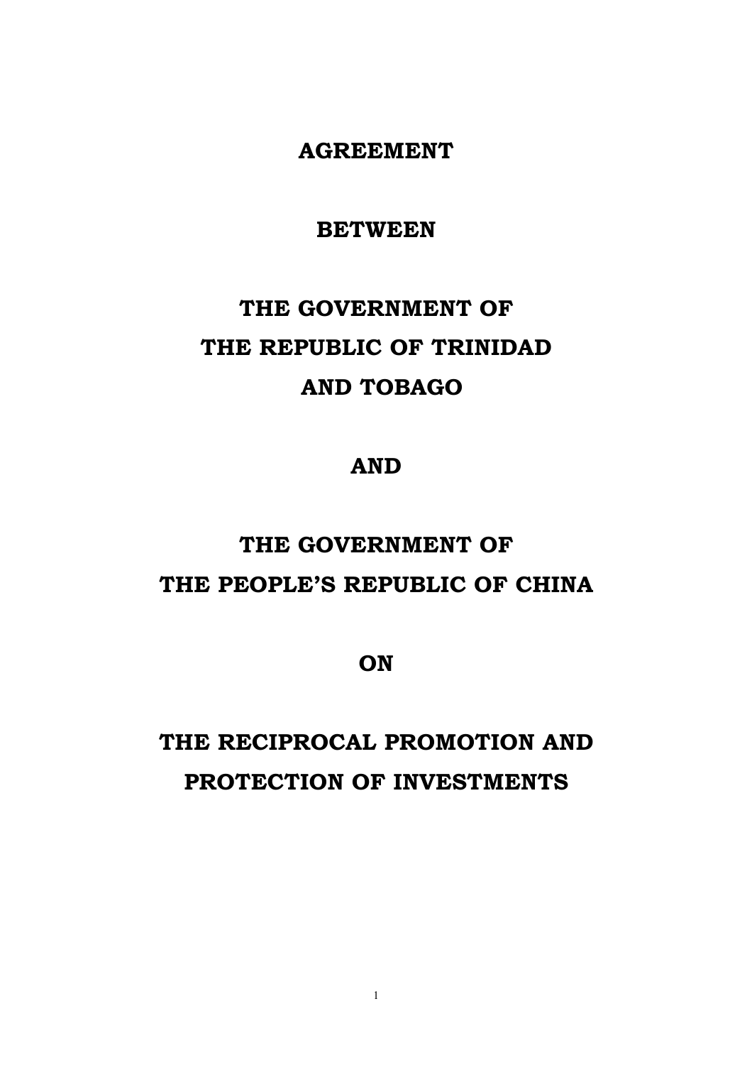# AGREEMENT

# BETWEEN

# THE GOVERNMENT OF THE REPUBLIC OF TRINIDAD AND TOBAGO

# AND

# THE GOVERNMENT OF THE PEOPLE'S REPUBLIC OF CHINA

# ON

# THE RECIPROCAL PROMOTION AND PROTECTION OF INVESTMENTS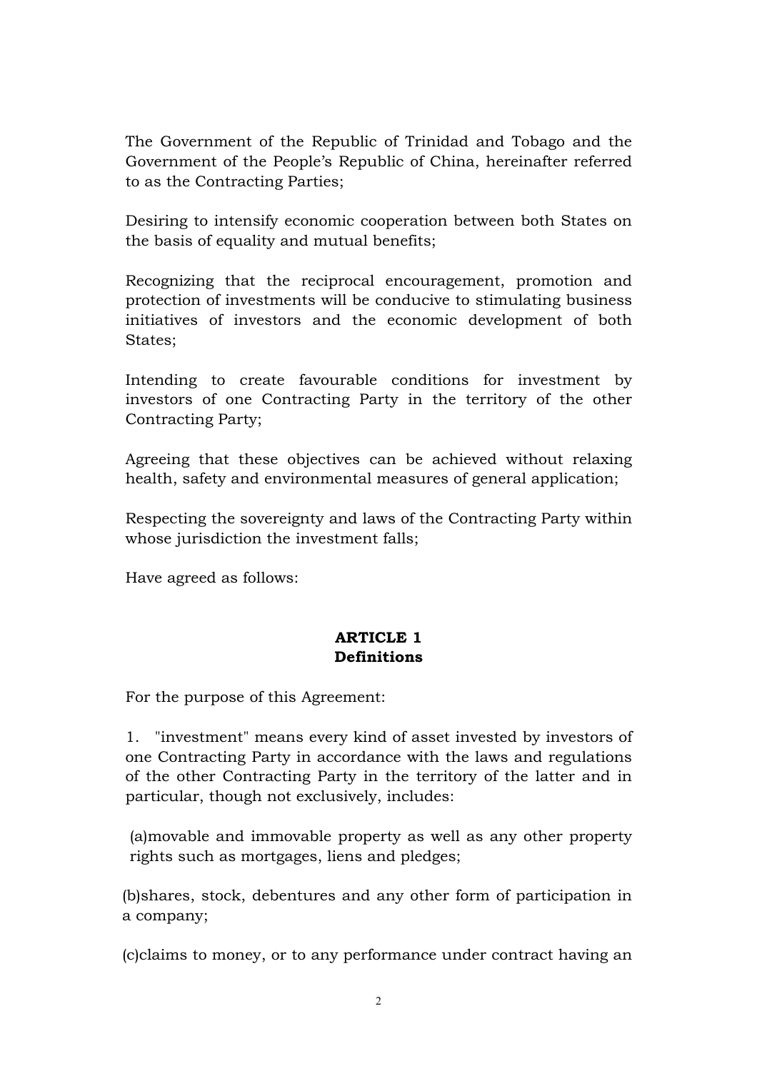The Government of the Republic of Trinidad and Tobago and the Government of the People's Republic of China, hereinafter referred to as the Contracting Parties;

Desiring to intensify economic cooperation between both States on the basis of equality and mutual benefits;

Recognizing that the reciprocal encouragement, promotion and protection of investments will be conducive to stimulating business initiatives of investors and the economic development of both States;

Intending to create favourable conditions for investment by investors of one Contracting Party in the territory of the other Contracting Party;

Agreeing that these objectives can be achieved without relaxing health, safety and environmental measures of general application;

Respecting the sovereignty and laws of the Contracting Party within whose jurisdiction the investment falls;

Have agreed as follows:

**ARTICLE 1**
**Definitions**

For the purpose of this Agreement:

1. "investment" means every kind of asset invested by investors of one Contracting Party in accordance with the laws and regulations of the other Contracting Party in the territory of the latter and in particular, though not exclusively, includes:

(a)movable and immovable property as well as any other property rights such as mortgages, liens and pledges;

(b)shares, stock, debentures and any other form of participation in a company;

(c)claims to money, or to any performance under contract having an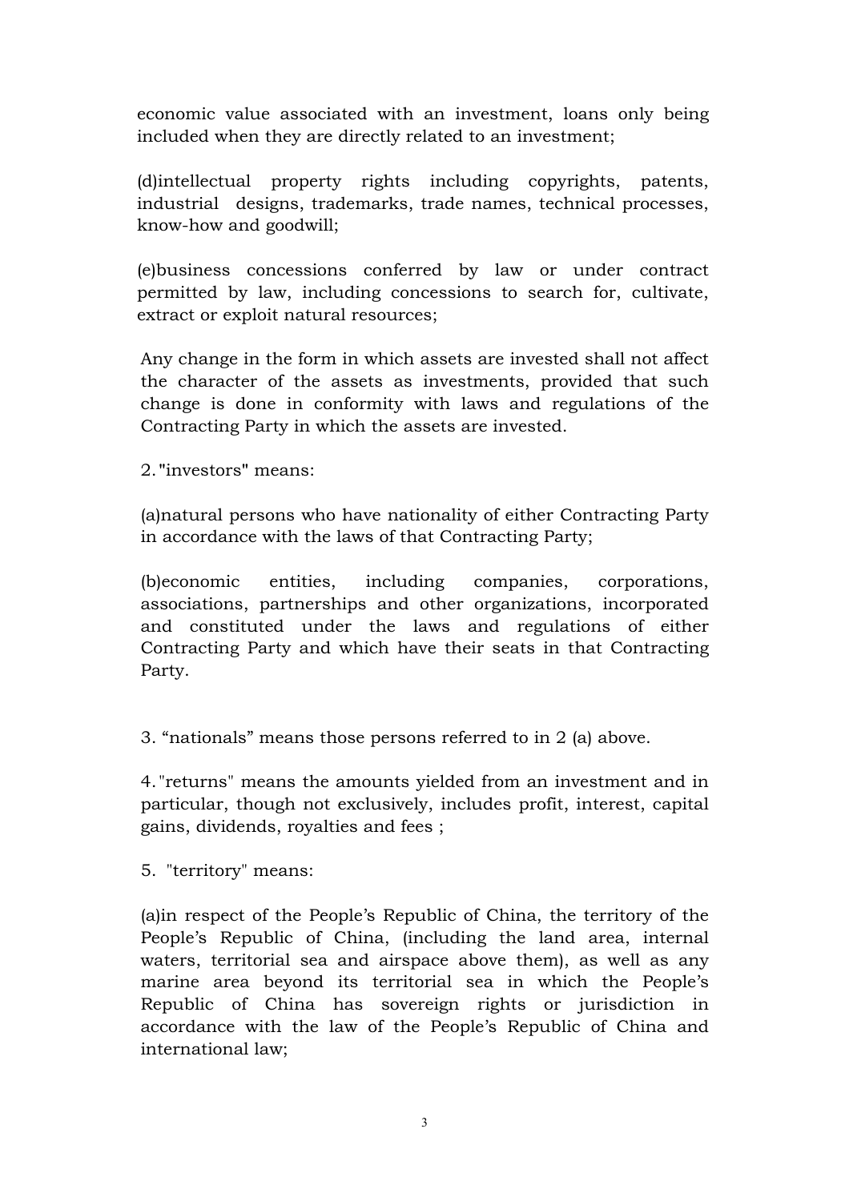economic value associated with an investment, loans only being included when they are directly related to an investment;

(d)intellectual property rights including copyrights, patents, industrial designs, trademarks, trade names, technical processes, know-how and goodwill;

(e)business concessions conferred by law or under contract permitted by law, including concessions to search for, cultivate, extract or exploit natural resources;

Any change in the form in which assets are invested shall not affect the character of the assets as investments, provided that such change is done in conformity with laws and regulations of the Contracting Party in which the assets are invested.

2. "investors" means:

(a)natural persons who have nationality of either Contracting Party in accordance with the laws of that Contracting Party;

(b)economic entities, including companies, corporations, associations, partnerships and other organizations, incorporated and constituted under the laws and regulations of either Contracting Party and which have their seats in that Contracting Party.

3. “nationals” means those persons referred to in 2 (a) above.

4. "returns" means the amounts yielded from an investment and in particular, though not exclusively, includes profit, interest, capital gains, dividends, royalties and fees ;

5. "territory" means:

(a)in respect of the People’s Republic of China, the territory of the People’s Republic of China, (including the land area, internal waters, territorial sea and airspace above them), as well as any marine area beyond its territorial sea in which the People’s Republic of China has sovereign rights or jurisdiction in accordance with the law of the People’s Republic of China and international law;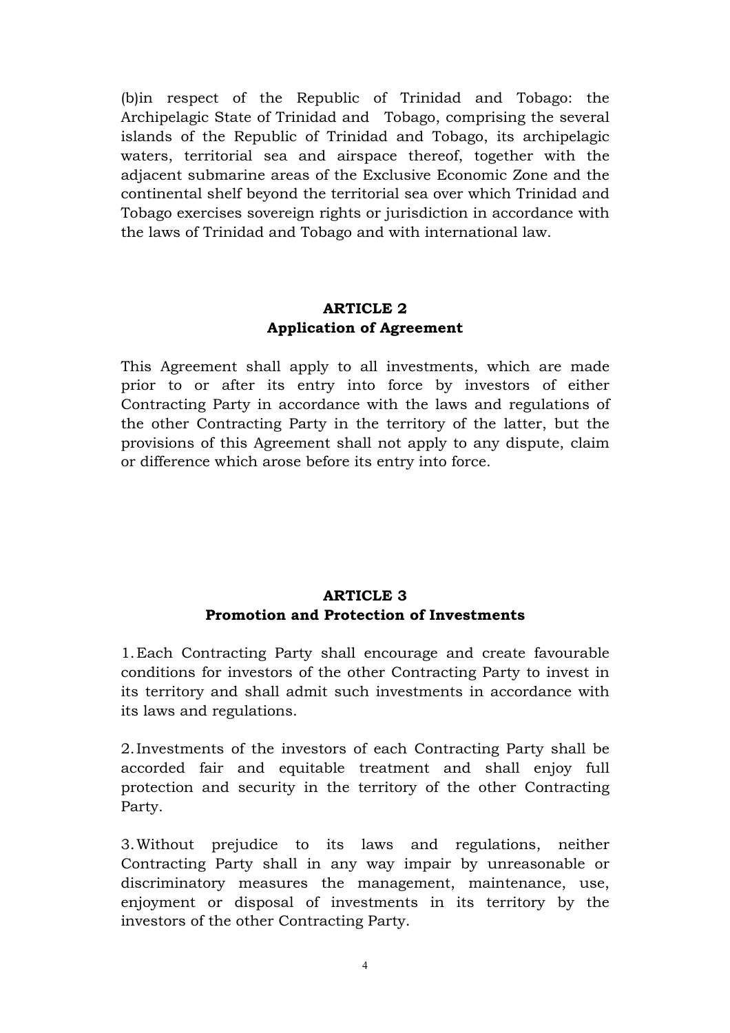(b)in respect of the Republic of Trinidad and Tobago: the Archipelagic State of Trinidad and Tobago, comprising the several islands of the Republic of Trinidad and Tobago, its archipelagic waters, territorial sea and airspace thereof, together with the adjacent submarine areas of the Exclusive Economic Zone and the continental shelf beyond the territorial sea over which Trinidad and Tobago exercises sovereign rights or jurisdiction in accordance with the laws of Trinidad and Tobago and with international law.

## ARTICLE 2
## Application of Agreement

This Agreement shall apply to all investments, which are made prior to or after its entry into force by investors of either Contracting Party in accordance with the laws and regulations of the other Contracting Party in the territory of the latter, but the provisions of this Agreement shall not apply to any dispute, claim or difference which arose before its entry into force.

## ARTICLE 3
## Promotion and Protection of Investments

1. Each Contracting Party shall encourage and create favourable conditions for investors of the other Contracting Party to invest in its territory and shall admit such investments in accordance with its laws and regulations.

2. Investments of the investors of each Contracting Party shall be accorded fair and equitable treatment and shall enjoy full protection and security in the territory of the other Contracting Party.

3. Without prejudice to its laws and regulations, neither Contracting Party shall in any way impair by unreasonable or discriminatory measures the management, maintenance, use, enjoyment or disposal of investments in its territory by the investors of the other Contracting Party.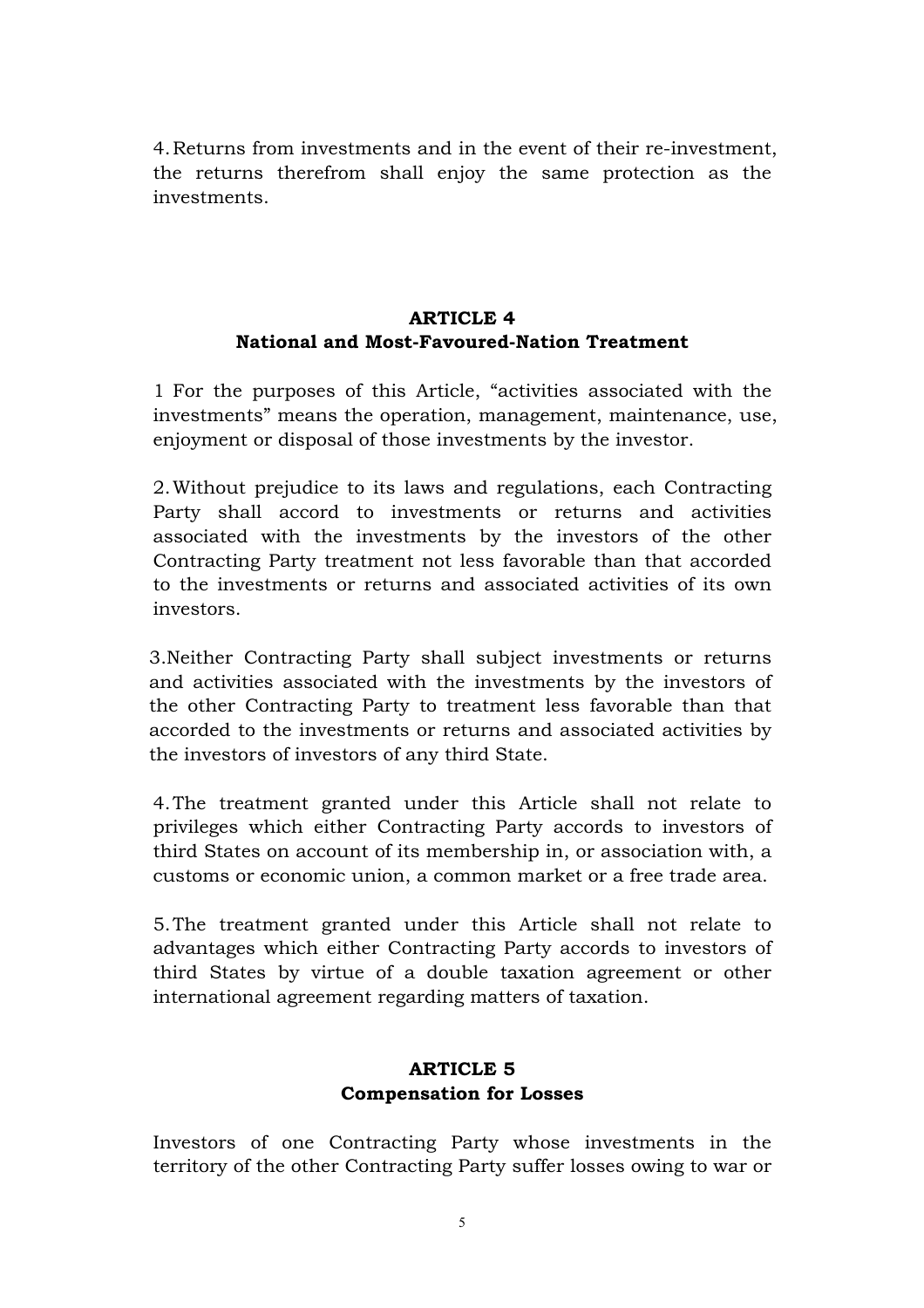4. Returns from investments and in the event of their re-investment, the returns therefrom shall enjoy the same protection as the investments.

**ARTICLE 4**
**National and Most-Favoured-Nation Treatment**

1 For the purposes of this Article, "activities associated with the investments" means the operation, management, maintenance, use, enjoyment or disposal of those investments by the investor.

2. Without prejudice to its laws and regulations, each Contracting Party shall accord to investments or returns and activities associated with the investments by the investors of the other Contracting Party treatment not less favorable than that accorded to the investments or returns and associated activities of its own investors.

3.Neither Contracting Party shall subject investments or returns and activities associated with the investments by the investors of the other Contracting Party to treatment less favorable than that accorded to the investments or returns and associated activities by the investors of investors of any third State.

4. The treatment granted under this Article shall not relate to privileges which either Contracting Party accords to investors of third States on account of its membership in, or association with, a customs or economic union, a common market or a free trade area.

5. The treatment granted under this Article shall not relate to advantages which either Contracting Party accords to investors of third States by virtue of a double taxation agreement or other international agreement regarding matters of taxation.

**ARTICLE 5**
**Compensation for Losses**

Investors of one Contracting Party whose investments in the territory of the other Contracting Party suffer losses owing to war or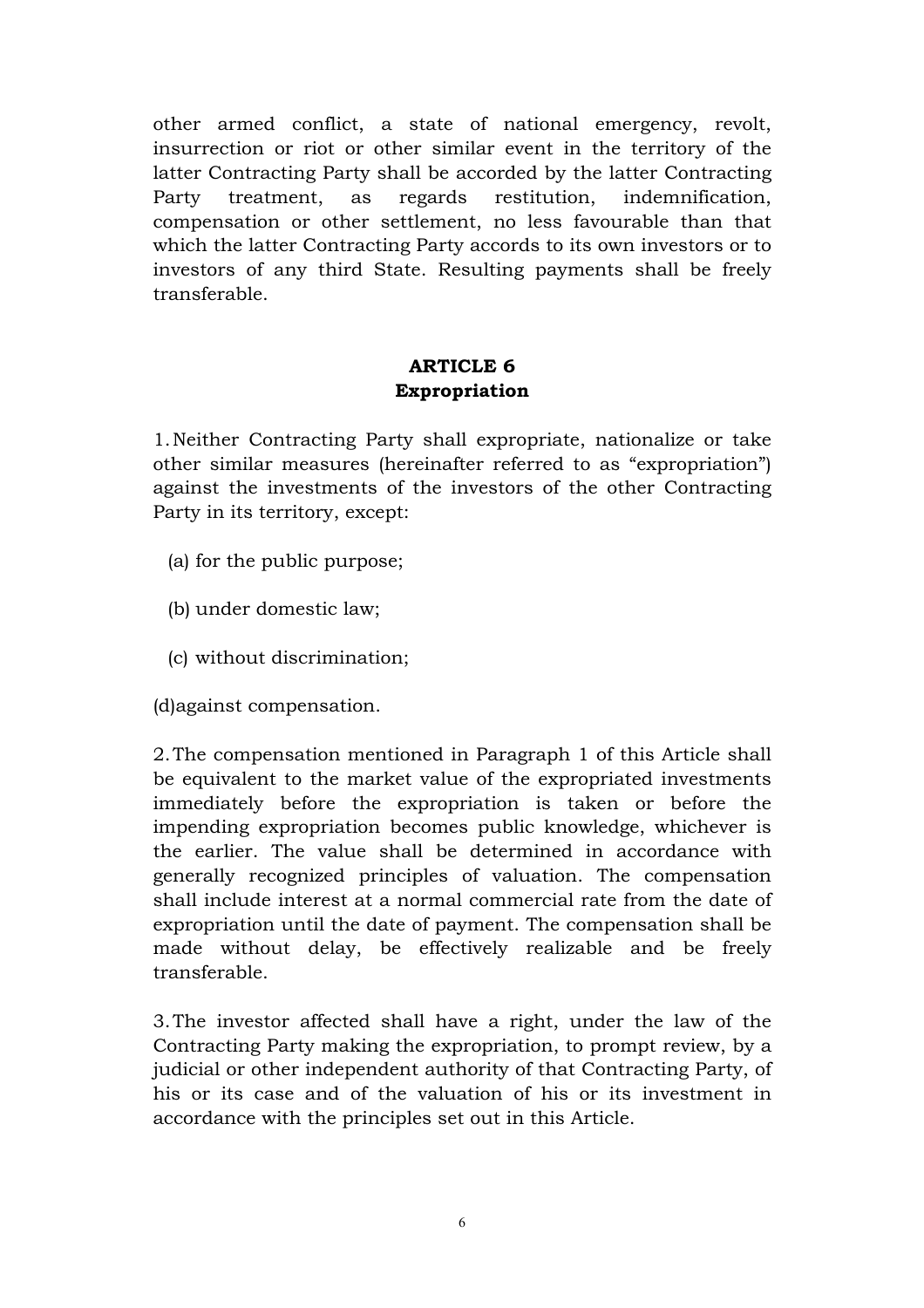other armed conflict, a state of national emergency, revolt, insurrection or riot or other similar event in the territory of the latter Contracting Party shall be accorded by the latter Contracting Party treatment, as regards restitution, indemnification, compensation or other settlement, no less favourable than that which the latter Contracting Party accords to its own investors or to investors of any third State. Resulting payments shall be freely transferable.

## ARTICLE 6
## Expropriation

1. Neither Contracting Party shall expropriate, nationalize or take other similar measures (hereinafter referred to as "expropriation") against the investments of the investors of the other Contracting Party in its territory, except:

(a) for the public purpose;

(b) under domestic law;

(c) without discrimination;

(d)against compensation.

2. The compensation mentioned in Paragraph 1 of this Article shall be equivalent to the market value of the expropriated investments immediately before the expropriation is taken or before the impending expropriation becomes public knowledge, whichever is the earlier. The value shall be determined in accordance with generally recognized principles of valuation. The compensation shall include interest at a normal commercial rate from the date of expropriation until the date of payment. The compensation shall be made without delay, be effectively realizable and be freely transferable.

3. The investor affected shall have a right, under the law of the Contracting Party making the expropriation, to prompt review, by a judicial or other independent authority of that Contracting Party, of his or its case and of the valuation of his or its investment in accordance with the principles set out in this Article.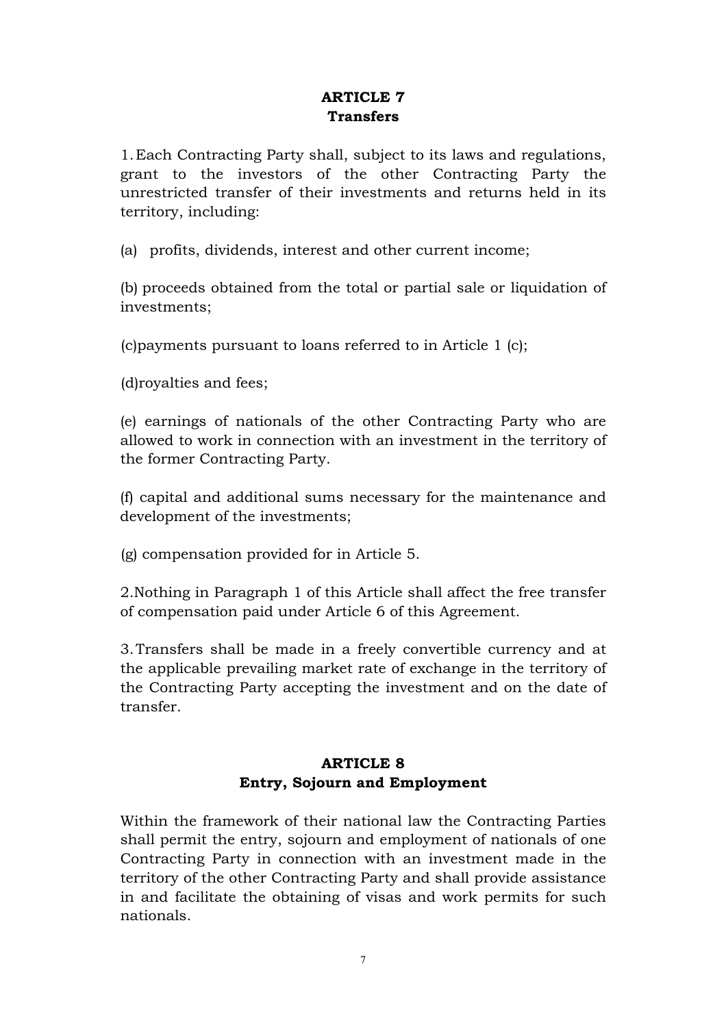## ARTICLE 7
## Transfers

1. Each Contracting Party shall, subject to its laws and regulations, grant to the investors of the other Contracting Party the unrestricted transfer of their investments and returns held in its territory, including:

(a) profits, dividends, interest and other current income;

(b) proceeds obtained from the total or partial sale or liquidation of investments;

(c)payments pursuant to loans referred to in Article 1 (c);

(d)royalties and fees;

(e) earnings of nationals of the other Contracting Party who are allowed to work in connection with an investment in the territory of the former Contracting Party.

(f) capital and additional sums necessary for the maintenance and development of the investments;

(g) compensation provided for in Article 5.

2.Nothing in Paragraph 1 of this Article shall affect the free transfer of compensation paid under Article 6 of this Agreement.

3. Transfers shall be made in a freely convertible currency and at the applicable prevailing market rate of exchange in the territory of the Contracting Party accepting the investment and on the date of transfer.

## ARTICLE 8
## Entry, Sojourn and Employment

Within the framework of their national law the Contracting Parties shall permit the entry, sojourn and employment of nationals of one Contracting Party in connection with an investment made in the territory of the other Contracting Party and shall provide assistance in and facilitate the obtaining of visas and work permits for such nationals.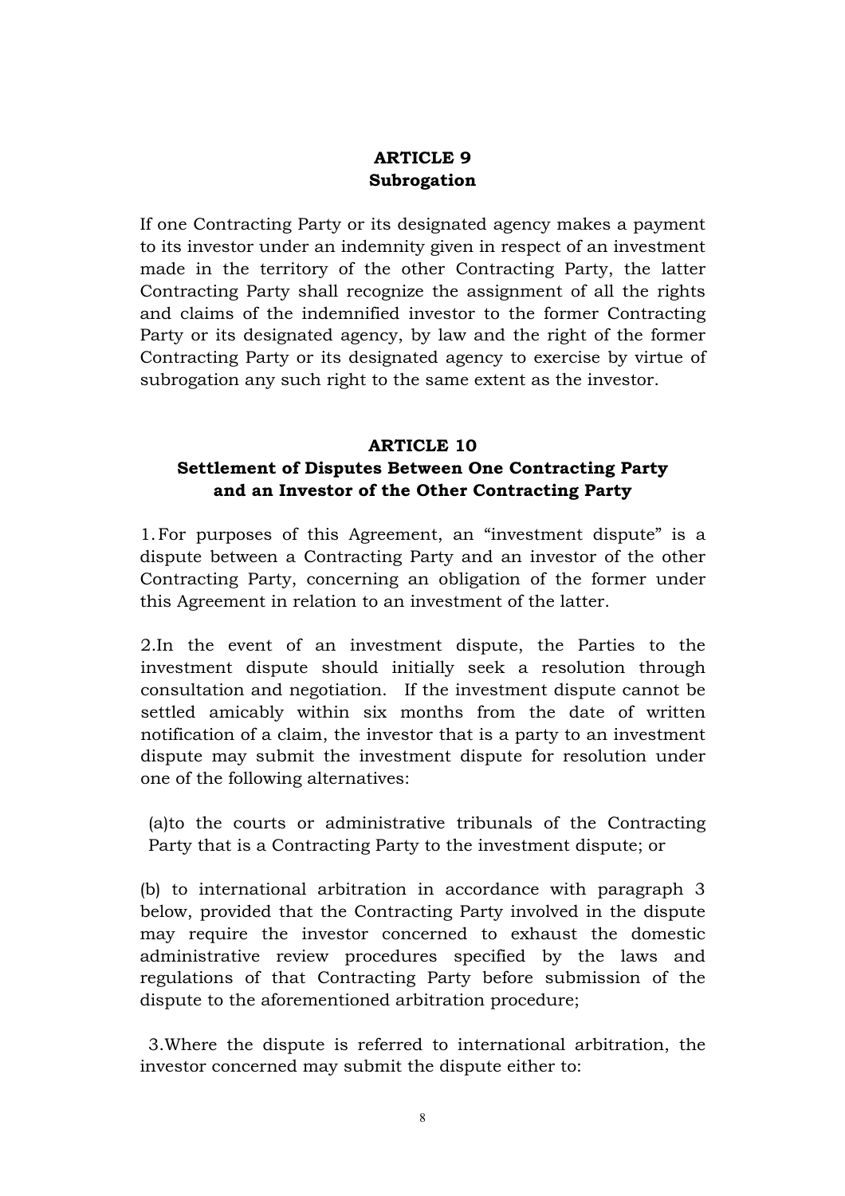## ARTICLE 9
## Subrogation

If one Contracting Party or its designated agency makes a payment to its investor under an indemnity given in respect of an investment made in the territory of the other Contracting Party, the latter Contracting Party shall recognize the assignment of all the rights and claims of the indemnified investor to the former Contracting Party or its designated agency, by law and the right of the former Contracting Party or its designated agency to exercise by virtue of subrogation any such right to the same extent as the investor.

## ARTICLE 10
## Settlement of Disputes Between One Contracting Party and an Investor of the Other Contracting Party

1. For purposes of this Agreement, an "investment dispute" is a dispute between a Contracting Party and an investor of the other Contracting Party, concerning an obligation of the former under this Agreement in relation to an investment of the latter.

2. In the event of an investment dispute, the Parties to the investment dispute should initially seek a resolution through consultation and negotiation. If the investment dispute cannot be settled amicably within six months from the date of written notification of a claim, the investor that is a party to an investment dispute may submit the investment dispute for resolution under one of the following alternatives:

(a) to the courts or administrative tribunals of the Contracting Party that is a Contracting Party to the investment dispute; or

(b) to international arbitration in accordance with paragraph 3 below, provided that the Contracting Party involved in the dispute may require the investor concerned to exhaust the domestic administrative review procedures specified by the laws and regulations of that Contracting Party before submission of the dispute to the aforementioned arbitration procedure;

3. Where the dispute is referred to international arbitration, the investor concerned may submit the dispute either to: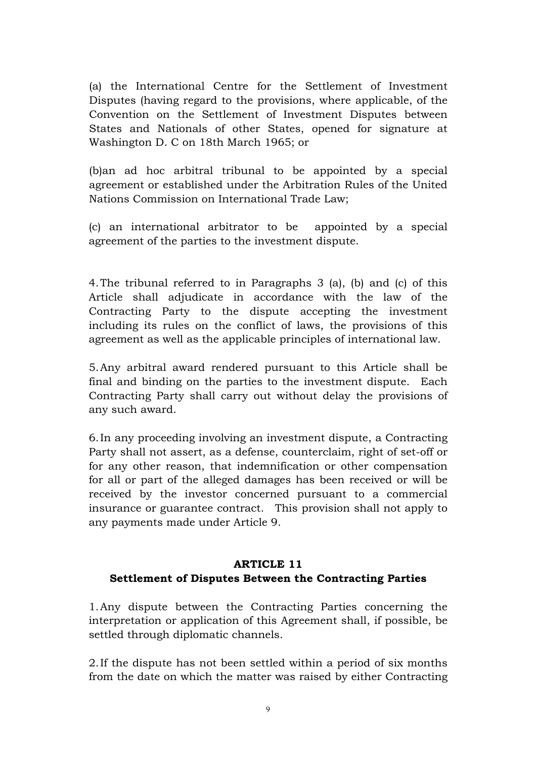(a) the International Centre for the Settlement of Investment Disputes (having regard to the provisions, where applicable, of the Convention on the Settlement of Investment Disputes between States and Nationals of other States, opened for signature at Washington D. C on 18th March 1965; or

(b)an ad hoc arbitral tribunal to be appointed by a special agreement or established under the Arbitration Rules of the United Nations Commission on International Trade Law;

(c) an international arbitrator to be appointed by a special agreement of the parties to the investment dispute.

4. The tribunal referred to in Paragraphs 3 (a), (b) and (c) of this Article shall adjudicate in accordance with the law of the Contracting Party to the dispute accepting the investment including its rules on the conflict of laws, the provisions of this agreement as well as the applicable principles of international law.

5. Any arbitral award rendered pursuant to this Article shall be final and binding on the parties to the investment dispute. Each Contracting Party shall carry out without delay the provisions of any such award.

6. In any proceeding involving an investment dispute, a Contracting Party shall not assert, as a defense, counterclaim, right of set-off or for any other reason, that indemnification or other compensation for all or part of the alleged damages has been received or will be received by the investor concerned pursuant to a commercial insurance or guarantee contract. This provision shall not apply to any payments made under Article 9.

## ARTICLE 11
## Settlement of Disputes Between the Contracting Parties

1. Any dispute between the Contracting Parties concerning the interpretation or application of this Agreement shall, if possible, be settled through diplomatic channels.

2. If the dispute has not been settled within a period of six months from the date on which the matter was raised by either Contracting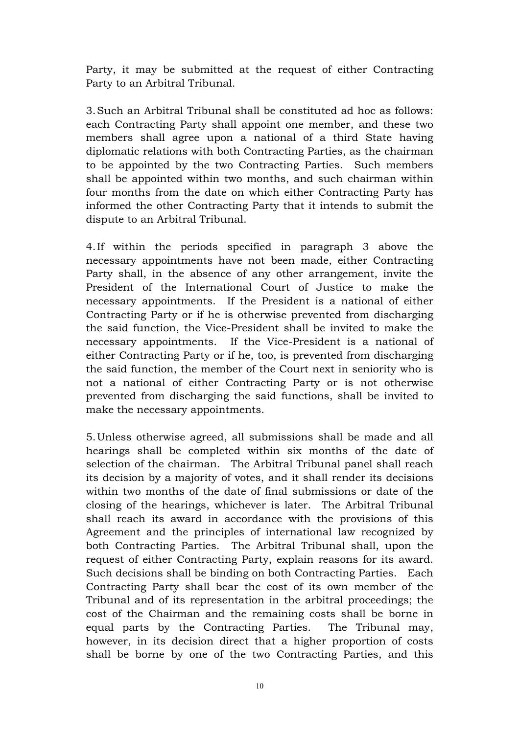Party, it may be submitted at the request of either Contracting Party to an Arbitral Tribunal.

3. Such an Arbitral Tribunal shall be constituted ad hoc as follows: each Contracting Party shall appoint one member, and these two members shall agree upon a national of a third State having diplomatic relations with both Contracting Parties, as the chairman to be appointed by the two Contracting Parties. Such members shall be appointed within two months, and such chairman within four months from the date on which either Contracting Party has informed the other Contracting Party that it intends to submit the dispute to an Arbitral Tribunal.

4. If within the periods specified in paragraph 3 above the necessary appointments have not been made, either Contracting Party shall, in the absence of any other arrangement, invite the President of the International Court of Justice to make the necessary appointments. If the President is a national of either Contracting Party or if he is otherwise prevented from discharging the said function, the Vice-President shall be invited to make the necessary appointments. If the Vice-President is a national of either Contracting Party or if he, too, is prevented from discharging the said function, the member of the Court next in seniority who is not a national of either Contracting Party or is not otherwise prevented from discharging the said functions, shall be invited to make the necessary appointments.

5. Unless otherwise agreed, all submissions shall be made and all hearings shall be completed within six months of the date of selection of the chairman. The Arbitral Tribunal panel shall reach its decision by a majority of votes, and it shall render its decisions within two months of the date of final submissions or date of the closing of the hearings, whichever is later. The Arbitral Tribunal shall reach its award in accordance with the provisions of this Agreement and the principles of international law recognized by both Contracting Parties. The Arbitral Tribunal shall, upon the request of either Contracting Party, explain reasons for its award. Such decisions shall be binding on both Contracting Parties. Each Contracting Party shall bear the cost of its own member of the Tribunal and of its representation in the arbitral proceedings; the cost of the Chairman and the remaining costs shall be borne in equal parts by the Contracting Parties. The Tribunal may, however, in its decision direct that a higher proportion of costs shall be borne by one of the two Contracting Parties, and this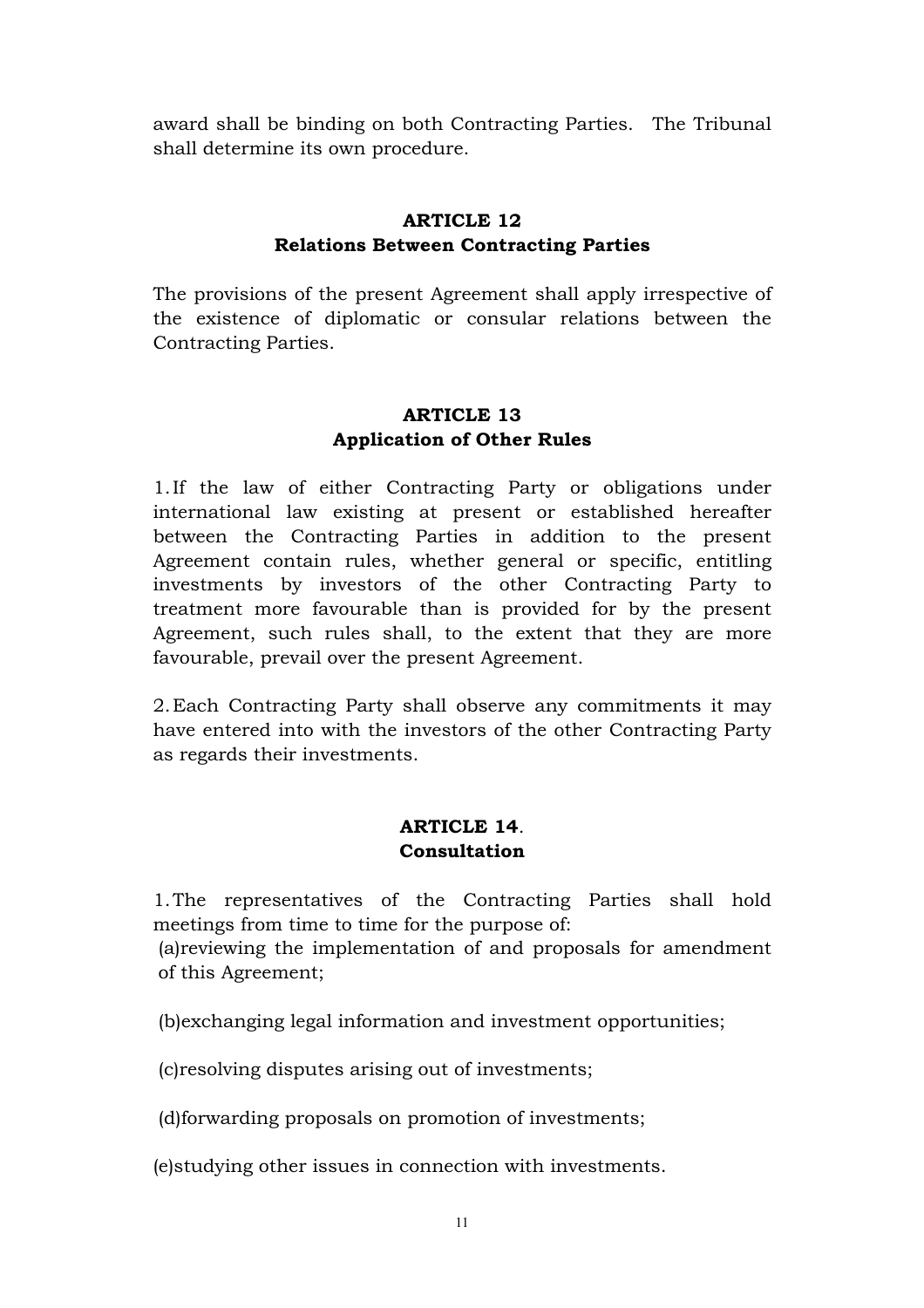award shall be binding on both Contracting Parties. The Tribunal shall determine its own procedure.

## ARTICLE 12
## Relations Between Contracting Parties

The provisions of the present Agreement shall apply irrespective of the existence of diplomatic or consular relations between the Contracting Parties.

## ARTICLE 13
## Application of Other Rules

1. If the law of either Contracting Party or obligations under international law existing at present or established hereafter between the Contracting Parties in addition to the present Agreement contain rules, whether general or specific, entitling investments by investors of the other Contracting Party to treatment more favourable than is provided for by the present Agreement, such rules shall, to the extent that they are more favourable, prevail over the present Agreement.

2. Each Contracting Party shall observe any commitments it may have entered into with the investors of the other Contracting Party as regards their investments.

## ARTICLE 14.
## Consultation

1. The representatives of the Contracting Parties shall hold meetings from time to time for the purpose of:

(a)reviewing the implementation of and proposals for amendment of this Agreement;

(b)exchanging legal information and investment opportunities;

(c)resolving disputes arising out of investments;

(d)forwarding proposals on promotion of investments;

(e)studying other issues in connection with investments.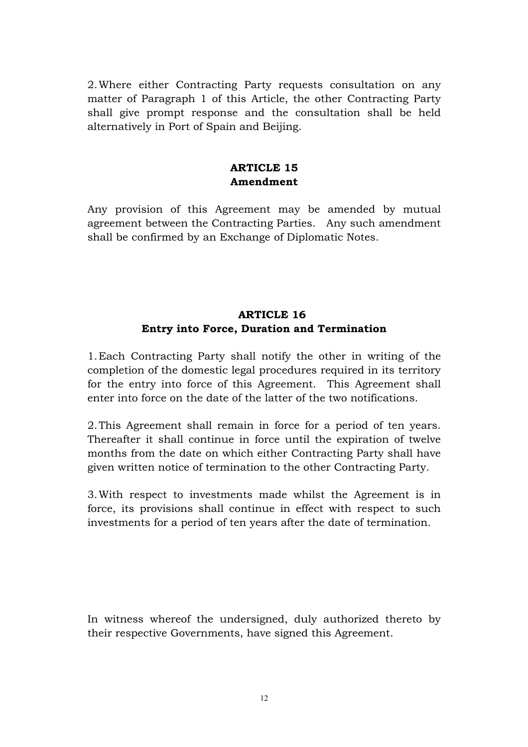2. Where either Contracting Party requests consultation on any matter of Paragraph 1 of this Article, the other Contracting Party shall give prompt response and the consultation shall be held alternatively in Port of Spain and Beijing.

### ARTICLE 15
### Amendment

Any provision of this Agreement may be amended by mutual agreement between the Contracting Parties. Any such amendment shall be confirmed by an Exchange of Diplomatic Notes.

### ARTICLE 16
### Entry into Force, Duration and Termination

1. Each Contracting Party shall notify the other in writing of the completion of the domestic legal procedures required in its territory for the entry into force of this Agreement. This Agreement shall enter into force on the date of the latter of the two notifications.

2. This Agreement shall remain in force for a period of ten years. Thereafter it shall continue in force until the expiration of twelve months from the date on which either Contracting Party shall have given written notice of termination to the other Contracting Party.

3. With respect to investments made whilst the Agreement is in force, its provisions shall continue in effect with respect to such investments for a period of ten years after the date of termination.

In witness whereof the undersigned, duly authorized thereto by their respective Governments, have signed this Agreement.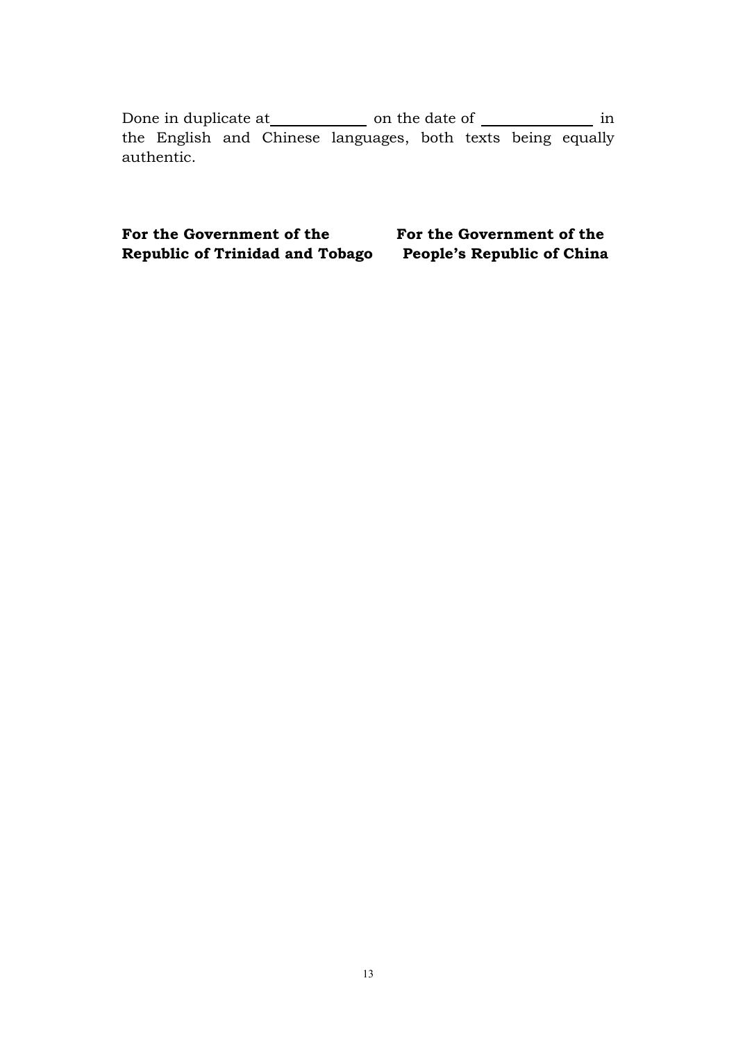Done in duplicate at\_\_\_\_\_\_\_\_\_\_\_\_ on the date of \_\_\_\_\_\_\_\_\_\_\_\_\_\_ in the English and Chinese languages, both texts being equally authentic.

| | |
|---|---|
| **For the Government of the Republic of Trinidad and Tobago** | **For the Government of the People's Republic of China** |